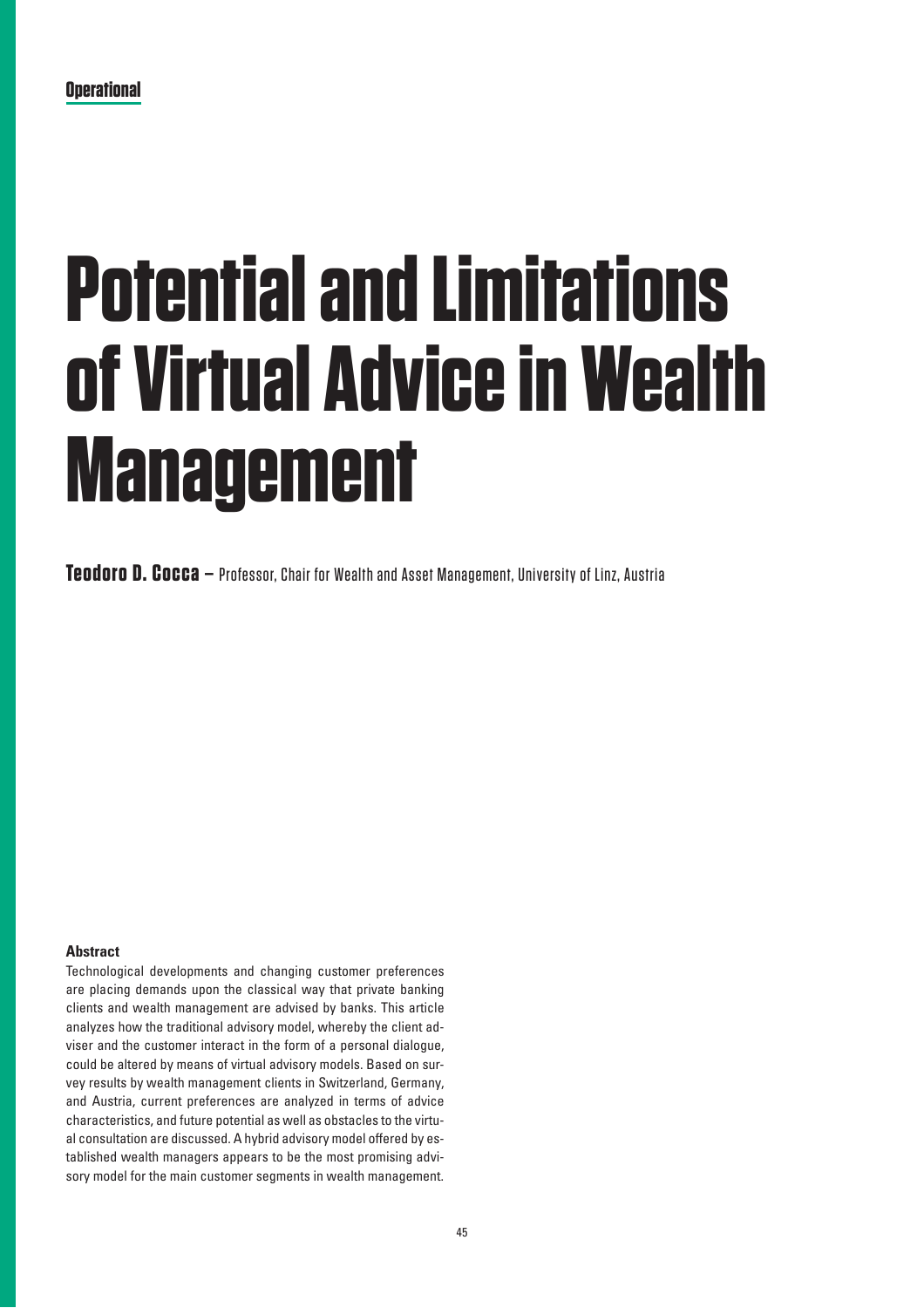Operational

# Potential and Limitations of Virtual Advice in Wealth Management

**Teodoro D. Cocca** – Professor, Chair for Wealth and Asset Management, University of Linz, Austria

### Abstract

Technological developments and changing customer preferences are placing demands upon the classical way that private banking clients and wealth management are advised by banks. This article analyzes how the traditional advisory model, whereby the client adviser and the customer interact in the form of a personal dialogue, could be altered by means of virtual advisory models. Based on survey results by wealth management clients in Switzerland, Germany, and Austria, current preferences are analyzed in terms of advice characteristics, and future potential as well as obstacles to the virtual consultation are discussed. A hybrid advisory model offered by established wealth managers appears to be the most promising advisory model for the main customer segments in wealth management.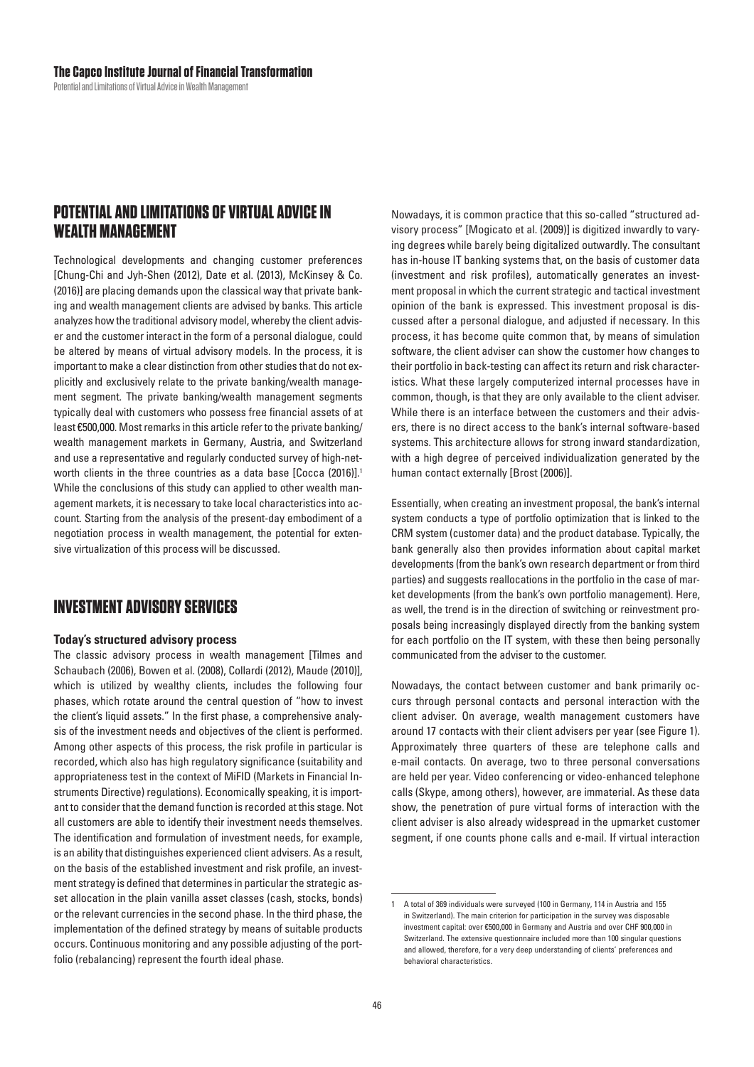# POTENTIAL AND LIMITATIONS OF VIRTUAL ADVICE IN WEALTH MANAGEMENT

Technological developments and changing customer preferences [Chung-Chi and Jyh-Shen (2012), Date et al. (2013), McKinsey & Co. (2016)] are placing demands upon the classical way that private banking and wealth management clients are advised by banks. This article analyzes how the traditional advisory model, whereby the client adviser and the customer interact in the form of a personal dialogue, could be altered by means of virtual advisory models. In the process, it is important to make a clear distinction from other studies that do not explicitly and exclusively relate to the private banking/wealth management segment. The private banking/wealth management segments typically deal with customers who possess free financial assets of at least €500,000. Most remarks in this article refer to the private banking/wealth management markets in Germany, Austria, and Switzerland and use a representative and regularly conducted survey of high-net-worth clients in the three countries as a data base [Cocca (2016)].[1] While the conclusions of this study can applied to other wealth management markets, it is necessary to take local characteristics into account. Starting from the analysis of the present-day embodiment of a negotiation process in wealth management, the potential for extensive virtualization of this process will be discussed.

## INVESTMENT ADVISORY SERVICES

### Today's structured advisory process

The classic advisory process in wealth management [Tilmes and Schaubach (2006), Bowen et al. (2008), Collardi (2012), Maude (2010)], which is utilized by wealthy clients, includes the following four phases, which rotate around the central question of "how to invest the client's liquid assets." In the first phase, a comprehensive analysis of the investment needs and objectives of the client is performed. Among other aspects of this process, the risk profile in particular is recorded, which also has high regulatory significance (suitability and appropriateness test in the context of MiFID (Markets in Financial Instruments Directive) regulations). Economically speaking, it is important to consider that the demand function is recorded at this stage. Not all customers are able to identify their investment needs themselves. The identification and formulation of investment needs, for example, is an ability that distinguishes experienced client advisers. As a result, on the basis of the established investment and risk profile, an investment strategy is defined that determines in particular the strategic asset allocation in the plain vanilla asset classes (cash, stocks, bonds) or the relevant currencies in the second phase. In the third phase, the implementation of the defined strategy by means of suitable products occurs. Continuous monitoring and any possible adjusting of the portfolio (rebalancing) represent the fourth ideal phase.

Nowadays, it is common practice that this so-called "structured advisory process" [Mogicato et al. (2009)] is digitized inwardly to varying degrees while barely being digitalized outwardly. The consultant has in-house IT banking systems that, on the basis of customer data (investment and risk profiles), automatically generates an investment proposal in which the current strategic and tactical investment opinion of the bank is expressed. This investment proposal is discussed after a personal dialogue, and adjusted if necessary. In this process, it has become quite common that, by means of simulation software, the client adviser can show the customer how changes to their portfolio in back-testing can affect its return and risk characteristics. What these largely computerized internal processes have in common, though, is that they are only available to the client adviser. While there is an interface between the customers and their advisers, there is no direct access to the bank's internal software-based systems. This architecture allows for strong inward standardization, with a high degree of perceived individualization generated by the human contact externally [Brost (2006)].

Essentially, when creating an investment proposal, the bank's internal system conducts a type of portfolio optimization that is linked to the CRM system (customer data) and the product database. Typically, the bank generally also then provides information about capital market developments (from the bank's own research department or from third parties) and suggests reallocations in the portfolio in the case of market developments (from the bank's own portfolio management). Here, as well, the trend is in the direction of switching or reinvestment proposals being increasingly displayed directly from the banking system for each portfolio on the IT system, with these then being personally communicated from the adviser to the customer.

Nowadays, the contact between customer and bank primarily occurs through personal contacts and personal interaction with the client adviser. On average, wealth management customers have around 17 contacts with their client advisers per year (see Figure 1). Approximately three quarters of these are telephone calls and e-mail contacts. On average, two to three personal conversations are held per year. Video conferencing or video-enhanced telephone calls (Skype, among others), however, are immaterial. As these data show, the penetration of pure virtual forms of interaction with the client adviser is also already widespread in the upmarket customer segment, if one counts phone calls and e-mail. If virtual interaction

[1] A total of 369 individuals were surveyed (100 in Germany, 114 in Austria and 155 in Switzerland). The main criterion for participation in the survey was disposable investment capital: over €500,000 in Germany and Austria and over CHF 900,000 in Switzerland. The extensive questionnaire included more than 100 singular questions and allowed, therefore, for a very deep understanding of clients' preferences and behavioral characteristics.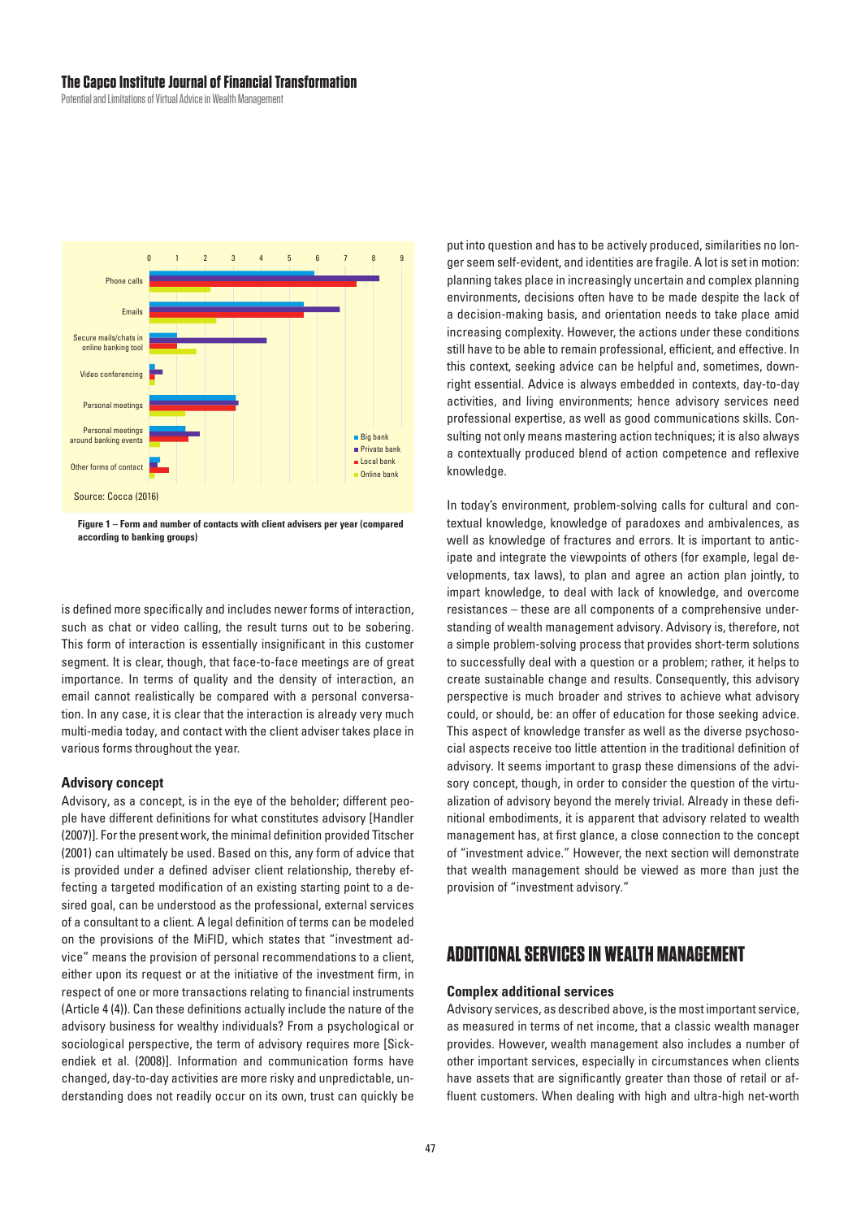Figure 1 – Form and number of contacts with client advisers per year (compared according to banking groups)

is defined more specifically and includes newer forms of interaction, such as chat or video calling, the result turns out to be sobering. This form of interaction is essentially insignificant in this customer segment. It is clear, though, that face-to-face meetings are of great importance. In terms of quality and the density of interaction, an email cannot realistically be compared with a personal conversation. In any case, it is clear that the interaction is already very much multi-media today, and contact with the client adviser takes place in various forms throughout the year.

### Advisory concept

Advisory, as a concept, is in the eye of the beholder; different people have different definitions for what constitutes advisory [Handler (2007)]. For the present work, the minimal definition provided Titscher (2001) can ultimately be used. Based on this, any form of advice that is provided under a defined adviser client relationship, thereby effecting a targeted modification of an existing starting point to a desired goal, can be understood as the professional, external services of a consultant to a client. A legal definition of terms can be modeled on the provisions of the MiFID, which states that "investment advice" means the provision of personal recommendations to a client, either upon its request or at the initiative of the investment firm, in respect of one or more transactions relating to financial instruments (Article 4 (4)). Can these definitions actually include the nature of the advisory business for wealthy individuals? From a psychological or sociological perspective, the term of advisory requires more [Sickendiek et al. (2008)]. Information and communication forms have changed, day-to-day activities are more risky and unpredictable, understanding does not readily occur on its own, trust can quickly be put into question and has to be actively produced, similarities no longer seem self-evident, and identities are fragile. A lot is set in motion: planning takes place in increasingly uncertain and complex planning environments, decisions often have to be made despite the lack of a decision-making basis, and orientation needs to take place amid increasing complexity. However, the actions under these conditions still have to be able to remain professional, efficient, and effective. In this context, seeking advice can be helpful and, sometimes, downright essential. Advice is always embedded in contexts, day-to-day activities, and living environments; hence advisory services need professional expertise, as well as good communications skills. Consulting not only means mastering action techniques; it is also always a contextually produced blend of action competence and reflexive knowledge.

In today's environment, problem-solving calls for cultural and contextual knowledge, knowledge of paradoxes and ambivalences, as well as knowledge of fractures and errors. It is important to anticipate and integrate the viewpoints of others (for example, legal developments, tax laws), to plan and agree an action plan jointly, to impart knowledge, to deal with lack of knowledge, and overcome resistances – these are all components of a comprehensive understanding of wealth management advisory. Advisory is, therefore, not a simple problem-solving process that provides short-term solutions to successfully deal with a question or a problem; rather, it helps to create sustainable change and results. Consequently, this advisory perspective is much broader and strives to achieve what advisory could, or should, be: an offer of education for those seeking advice. This aspect of knowledge transfer as well as the diverse psychosocial aspects receive too little attention in the traditional definition of advisory. It seems important to grasp these dimensions of the advisory concept, though, in order to consider the question of the virtualization of advisory beyond the merely trivial. Already in these definitional embodiments, it is apparent that advisory related to wealth management has, at first glance, a close connection to the concept of "investment advice." However, the next section will demonstrate that wealth management should be viewed as more than just the provision of "investment advisory."

## ADDITIONAL SERVICES IN WEALTH MANAGEMENT

### Complex additional services

Advisory services, as described above, is the most important service, as measured in terms of net income, that a classic wealth manager provides. However, wealth management also includes a number of other important services, especially in circumstances when clients have assets that are significantly greater than those of retail or affluent customers. When dealing with high and ultra-high net-worth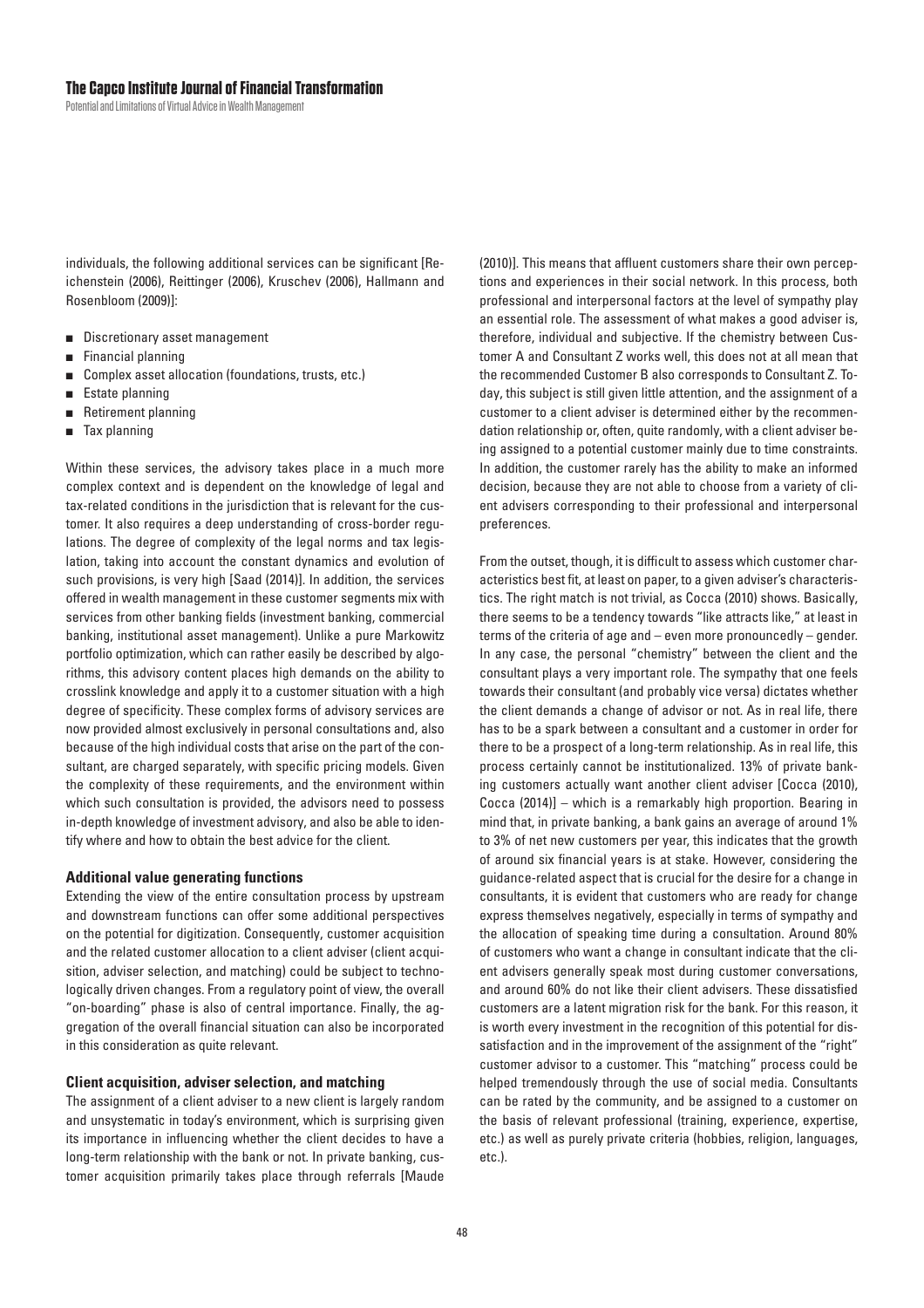individuals, the following additional services can be significant [Reichenstein (2006), Reittinger (2006), Kruschev (2006), Hallmann and Rosenbloom (2009)]:

- Discretionary asset management
- Financial planning
- Complex asset allocation (foundations, trusts, etc.)
- Estate planning
- Retirement planning
- Tax planning

Within these services, the advisory takes place in a much more complex context and is dependent on the knowledge of legal and tax-related conditions in the jurisdiction that is relevant for the customer. It also requires a deep understanding of cross-border regulations. The degree of complexity of the legal norms and tax legislation, taking into account the constant dynamics and evolution of such provisions, is very high [Saad (2014)]. In addition, the services offered in wealth management in these customer segments mix with services from other banking fields (investment banking, commercial banking, institutional asset management). Unlike a pure Markowitz portfolio optimization, which can rather easily be described by algorithms, this advisory content places high demands on the ability to crosslink knowledge and apply it to a customer situation with a high degree of specificity. These complex forms of advisory services are now provided almost exclusively in personal consultations and, also because of the high individual costs that arise on the part of the consultant, are charged separately, with specific pricing models. Given the complexity of these requirements, and the environment within which such consultation is provided, the advisors need to possess in-depth knowledge of investment advisory, and also be able to identify where and how to obtain the best advice for the client.

### Additional value generating functions

Extending the view of the entire consultation process by upstream and downstream functions can offer some additional perspectives on the potential for digitization. Consequently, customer acquisition and the related customer allocation to a client adviser (client acquisition, adviser selection, and matching) could be subject to technologically driven changes. From a regulatory point of view, the overall "on-boarding" phase is also of central importance. Finally, the aggregation of the overall financial situation can also be incorporated in this consideration as quite relevant.

### Client acquisition, adviser selection, and matching

The assignment of a client adviser to a new client is largely random and unsystematic in today's environment, which is surprising given its importance in influencing whether the client decides to have a long-term relationship with the bank or not. In private banking, customer acquisition primarily takes place through referrals [Maude (2010)]. This means that affluent customers share their own perceptions and experiences in their social network. In this process, both professional and interpersonal factors at the level of sympathy play an essential role. The assessment of what makes a good adviser is, therefore, individual and subjective. If the chemistry between Customer A and Consultant Z works well, this does not at all mean that the recommended Customer B also corresponds to Consultant Z. Today, this subject is still given little attention, and the assignment of a customer to a client adviser is determined either by the recommendation relationship or, often, quite randomly, with a client adviser being assigned to a potential customer mainly due to time constraints. In addition, the customer rarely has the ability to make an informed decision, because they are not able to choose from a variety of client advisers corresponding to their professional and interpersonal preferences.

From the outset, though, it is difficult to assess which customer characteristics best fit, at least on paper, to a given adviser's characteristics. The right match is not trivial, as Cocca (2010) shows. Basically, there seems to be a tendency towards "like attracts like," at least in terms of the criteria of age and – even more pronouncedly – gender. In any case, the personal "chemistry" between the client and the consultant plays a very important role. The sympathy that one feels towards their consultant (and probably vice versa) dictates whether the client demands a change of advisor or not. As in real life, there has to be a spark between a consultant and a customer in order for there to be a prospect of a long-term relationship. As in real life, this process certainly cannot be institutionalized. 13% of private banking customers actually want another client adviser [Cocca (2010), Cocca (2014)] – which is a remarkably high proportion. Bearing in mind that, in private banking, a bank gains an average of around 1% to 3% of net new customers per year, this indicates that the growth of around six financial years is at stake. However, considering the guidance-related aspect that is crucial for the desire for a change in consultants, it is evident that customers who are ready for change express themselves negatively, especially in terms of sympathy and the allocation of speaking time during a consultation. Around 80% of customers who want a change in consultant indicate that the client advisers generally speak most during customer conversations, and around 60% do not like their client advisers. These dissatisfied customers are a latent migration risk for the bank. For this reason, it is worth every investment in the recognition of this potential for dissatisfaction and in the improvement of the assignment of the "right" customer advisor to a customer. This "matching" process could be helped tremendously through the use of social media. Consultants can be rated by the community, and be assigned to a customer on the basis of relevant professional (training, experience, expertise, etc.) as well as purely private criteria (hobbies, religion, languages, etc.).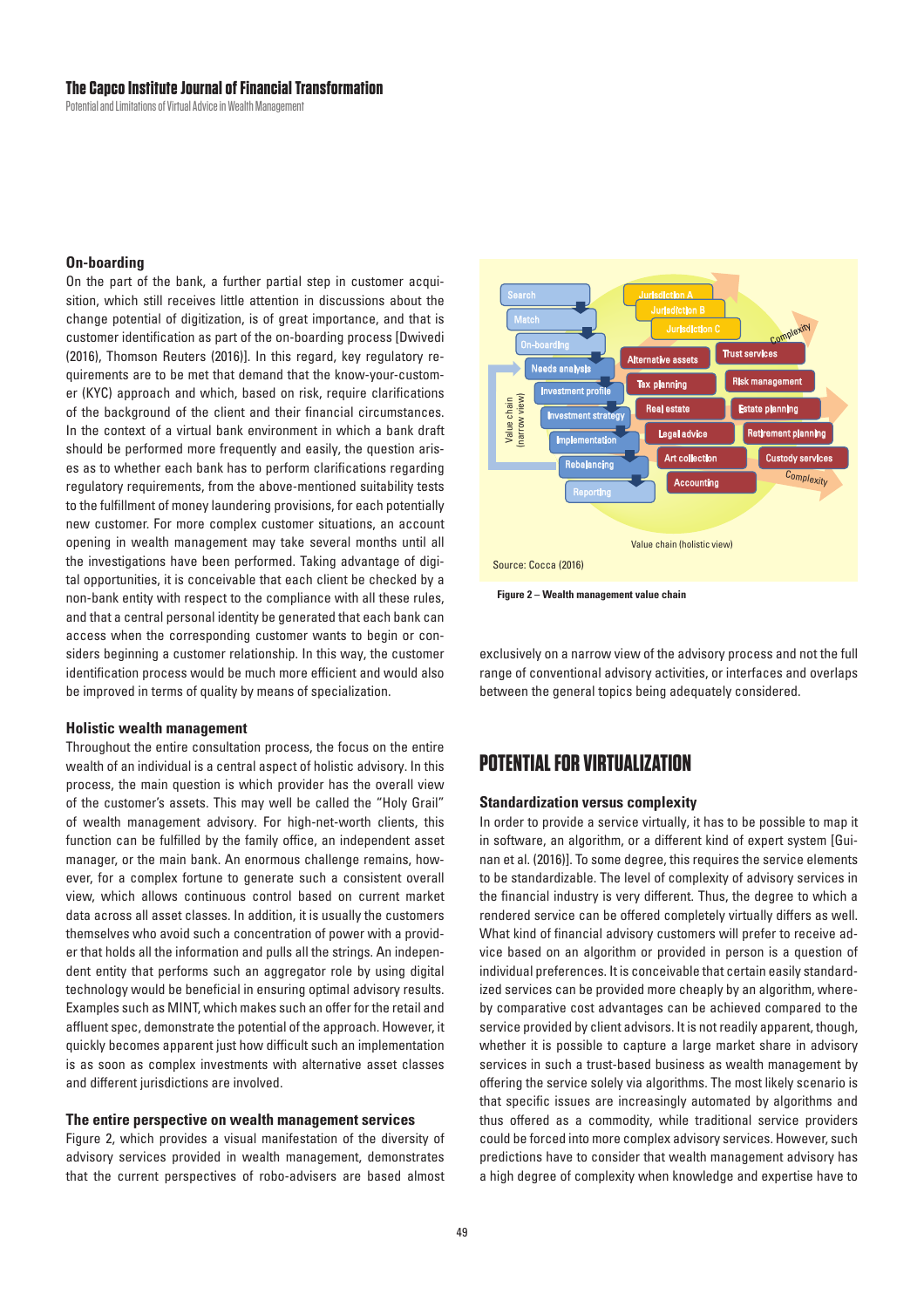### On-boarding

On the part of the bank, a further partial step in customer acquisition, which still receives little attention in discussions about the change potential of digitization, is of great importance, and that is customer identification as part of the on-boarding process [Dwivedi (2016), Thomson Reuters (2016)]. In this regard, key regulatory requirements are to be met that demand that the know-your-customer (KYC) approach and which, based on risk, require clarifications of the background of the client and their financial circumstances. In the context of a virtual bank environment in which a bank draft should be performed more frequently and easily, the question arises as to whether each bank has to perform clarifications regarding regulatory requirements, from the above-mentioned suitability tests to the fulfillment of money laundering provisions, for each potentially new customer. For more complex customer situations, an account opening in wealth management may take several months until all the investigations have been performed. Taking advantage of digital opportunities, it is conceivable that each client be checked by a non-bank entity with respect to the compliance with all these rules, and that a central personal identity be generated that each bank can access when the corresponding customer wants to begin or considers beginning a customer relationship. In this way, the customer identification process would be much more efficient and would also be improved in terms of quality by means of specialization.

### Holistic wealth management

Throughout the entire consultation process, the focus on the entire wealth of an individual is a central aspect of holistic advisory. In this process, the main question is which provider has the overall view of the customer's assets. This may well be called the "Holy Grail" of wealth management advisory. For high-net-worth clients, this function can be fulfilled by the family office, an independent asset manager, or the main bank. An enormous challenge remains, however, for a complex fortune to generate such a consistent overall view, which allows continuous control based on current market data across all asset classes. In addition, it is usually the customers themselves who avoid such a concentration of power with a provider that holds all the information and pulls all the strings. An independent entity that performs such an aggregator role by using digital technology would be beneficial in ensuring optimal advisory results. Examples such as MINT, which makes such an offer for the retail and affluent spec, demonstrate the potential of the approach. However, it quickly becomes apparent just how difficult such an implementation is as soon as complex investments with alternative asset classes and different jurisdictions are involved.

### The entire perspective on wealth management services

Figure 2, which provides a visual manifestation of the diversity of advisory services provided in wealth management, demonstrates that the current perspectives of robo-advisers are based almost exclusively on a narrow view of the advisory process and not the full range of conventional advisory activities, or interfaces and overlaps between the general topics being adequately considered.

Source: Cocca (2016)

**Figure 2 – Wealth management value chain**

## POTENTIAL FOR VIRTUALIZATION

### Standardization versus complexity

In order to provide a service virtually, it has to be possible to map it in software, an algorithm, or a different kind of expert system [Guinan et al. (2016)]. To some degree, this requires the service elements to be standardizable. The level of complexity of advisory services in the financial industry is very different. Thus, the degree to which a rendered service can be offered completely virtually differs as well. What kind of financial advisory customers will prefer to receive advice based on an algorithm or provided in person is a question of individual preferences. It is conceivable that certain easily standardized services can be provided more cheaply by an algorithm, whereby comparative cost advantages can be achieved compared to the service provided by client advisors. It is not readily apparent, though, whether it is possible to capture a large market share in advisory services in such a trust-based business as wealth management by offering the service solely via algorithms. The most likely scenario is that specific issues are increasingly automated by algorithms and thus offered as a commodity, while traditional service providers could be forced into more complex advisory services. However, such predictions have to consider that wealth management advisory has a high degree of complexity when knowledge and expertise have to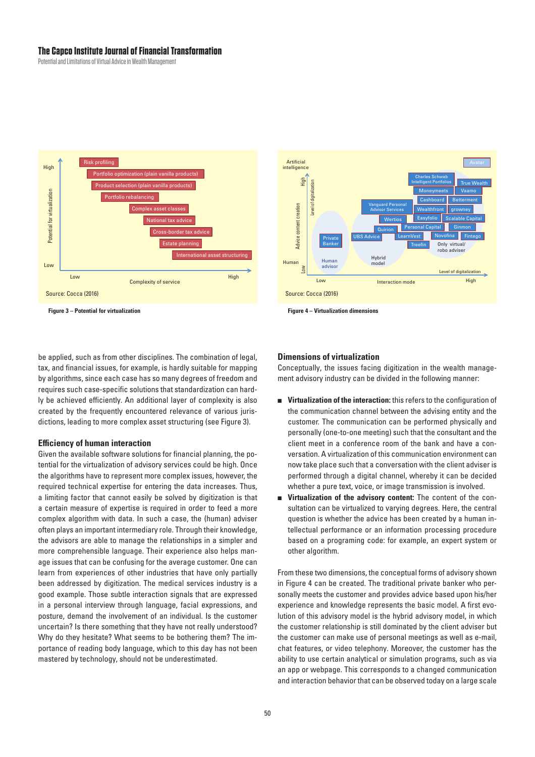Source: Cocca (2016)

**Figure 3 – Potential for virtualization**

Source: Cocca (2016)

**Figure 4 – Virtualization dimensions**

be applied, such as from other disciplines. The combination of legal, tax, and financial issues, for example, is hardly suitable for mapping by algorithms, since each case has so many degrees of freedom and requires such case-specific solutions that standardization can hardly be achieved efficiently. An additional layer of complexity is also created by the frequently encountered relevance of various jurisdictions, leading to more complex asset structuring (see Figure 3).

### Efficiency of human interaction

Given the available software solutions for financial planning, the potential for the virtualization of advisory services could be high. Once the algorithms have to represent more complex issues, however, the required technical expertise for entering the data increases. Thus, a limiting factor that cannot easily be solved by digitization is that a certain measure of expertise is required in order to feed a more complex algorithm with data. In such a case, the (human) adviser often plays an important intermediary role. Through their knowledge, the advisors are able to manage the relationships in a simpler and more comprehensible language. Their experience also helps manage issues that can be confusing for the average customer. One can learn from experiences of other industries that have only partially been addressed by digitization. The medical services industry is a good example. Those subtle interaction signals that are expressed in a personal interview through language, facial expressions, and posture, demand the involvement of an individual. Is the customer uncertain? Is there something that they have not really understood? Why do they hesitate? What seems to be bothering them? The importance of reading body language, which to this day has not been mastered by technology, should not be underestimated.

### Dimensions of virtualization

Conceptually, the issues facing digitization in the wealth management advisory industry can be divided in the following manner:

- **Virtualization of the interaction:** this refers to the configuration of the communication channel between the advising entity and the customer. The communication can be performed physically and personally (one-to-one meeting) such that the consultant and the client meet in a conference room of the bank and have a conversation. A virtualization of this communication environment can now take place such that a conversation with the client adviser is performed through a digital channel, whereby it can be decided whether a pure text, voice, or image transmission is involved.
- **Virtualization of the advisory content:** The content of the consultation can be virtualized to varying degrees. Here, the central question is whether the advice has been created by a human intellectual performance or an information processing procedure based on a programing code: for example, an expert system or other algorithm.

From these two dimensions, the conceptual forms of advisory shown in Figure 4 can be created. The traditional private banker who personally meets the customer and provides advice based upon his/her experience and knowledge represents the basic model. A first evolution of this advisory model is the hybrid advisory model, in which the customer relationship is still dominated by the client adviser but the customer can make use of personal meetings as well as e-mail, chat features, or video telephony. Moreover, the customer has the ability to use certain analytical or simulation programs, such as via an app or webpage. This corresponds to a changed communication and interaction behavior that can be observed today on a large scale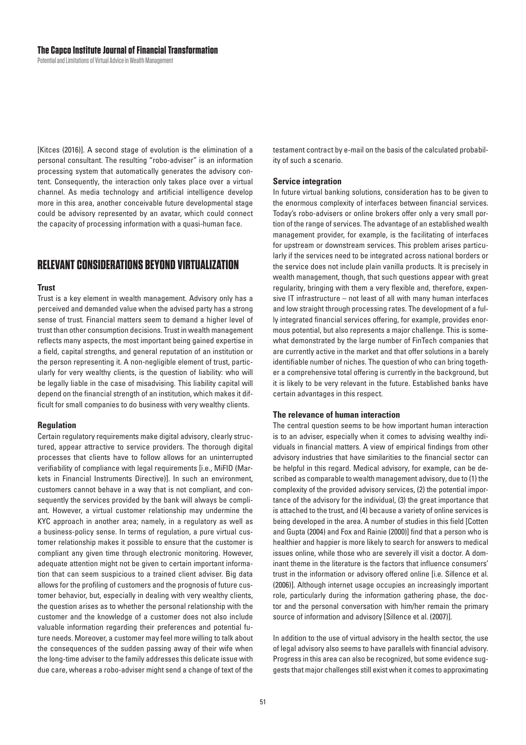[Kitces (2016)]. A second stage of evolution is the elimination of a personal consultant. The resulting "robo-adviser" is an information processing system that automatically generates the advisory content. Consequently, the interaction only takes place over a virtual channel. As media technology and artificial intelligence develop more in this area, another conceivable future developmental stage could be advisory represented by an avatar, which could connect the capacity of processing information with a quasi-human face.

## RELEVANT CONSIDERATIONS BEYOND VIRTUALIZATION

### Trust

Trust is a key element in wealth management. Advisory only has a perceived and demanded value when the advised party has a strong sense of trust. Financial matters seem to demand a higher level of trust than other consumption decisions. Trust in wealth management reflects many aspects, the most important being gained expertise in a field, capital strengths, and general reputation of an institution or the person representing it. A non-negligible element of trust, particularly for very wealthy clients, is the question of liability: who will be legally liable in the case of misadvising. This liability capital will depend on the financial strength of an institution, which makes it difficult for small companies to do business with very wealthy clients.

### Regulation

Certain regulatory requirements make digital advisory, clearly structured, appear attractive to service providers. The thorough digital processes that clients have to follow allows for an uninterrupted verifiability of compliance with legal requirements [i.e., MiFID (Markets in Financial Instruments Directive)]. In such an environment, customers cannot behave in a way that is not compliant, and consequently the services provided by the bank will always be compliant. However, a virtual customer relationship may undermine the KYC approach in another area; namely, in a regulatory as well as a business-policy sense. In terms of regulation, a pure virtual customer relationship makes it possible to ensure that the customer is compliant any given time through electronic monitoring. However, adequate attention might not be given to certain important information that can seem suspicious to a trained client adviser. Big data allows for the profiling of customers and the prognosis of future customer behavior, but, especially in dealing with very wealthy clients, the question arises as to whether the personal relationship with the customer and the knowledge of a customer does not also include valuable information regarding their preferences and potential future needs. Moreover, a customer may feel more willing to talk about the consequences of the sudden passing away of their wife when the long-time adviser to the family addresses this delicate issue with due care, whereas a robo-adviser might send a change of text of the testament contract by e-mail on the basis of the calculated probability of such a scenario.

### Service integration

In future virtual banking solutions, consideration has to be given to the enormous complexity of interfaces between financial services. Today's robo-advisers or online brokers offer only a very small portion of the range of services. The advantage of an established wealth management provider, for example, is the facilitating of interfaces for upstream or downstream services. This problem arises particularly if the services need to be integrated across national borders or the service does not include plain vanilla products. It is precisely in wealth management, though, that such questions appear with great regularity, bringing with them a very flexible and, therefore, expensive IT infrastructure – not least of all with many human interfaces and low straight through processing rates. The development of a fully integrated financial services offering, for example, provides enormous potential, but also represents a major challenge. This is somewhat demonstrated by the large number of FinTech companies that are currently active in the market and that offer solutions in a barely identifiable number of niches. The question of who can bring together a comprehensive total offering is currently in the background, but it is likely to be very relevant in the future. Established banks have certain advantages in this respect.

### The relevance of human interaction

The central question seems to be how important human interaction is to an adviser, especially when it comes to advising wealthy individuals in financial matters. A view of empirical findings from other advisory industries that have similarities to the financial sector can be helpful in this regard. Medical advisory, for example, can be described as comparable to wealth management advisory, due to (1) the complexity of the provided advisory services, (2) the potential importance of the advisory for the individual, (3) the great importance that is attached to the trust, and (4) because a variety of online services is being developed in the area. A number of studies in this field [Cotten and Gupta (2004) and Fox and Rainie (2000)] find that a person who is healthier and happier is more likely to search for answers to medical issues online, while those who are severely ill visit a doctor. A dominant theme in the literature is the factors that influence consumers' trust in the information or advisory offered online [i.e. Sillence et al. (2006)]. Although internet usage occupies an increasingly important role, particularly during the information gathering phase, the doctor and the personal conversation with him/her remain the primary source of information and advisory [Sillence et al. (2007)].

In addition to the use of virtual advisory in the health sector, the use of legal advisory also seems to have parallels with financial advisory. Progress in this area can also be recognized, but some evidence suggests that major challenges still exist when it comes to approximating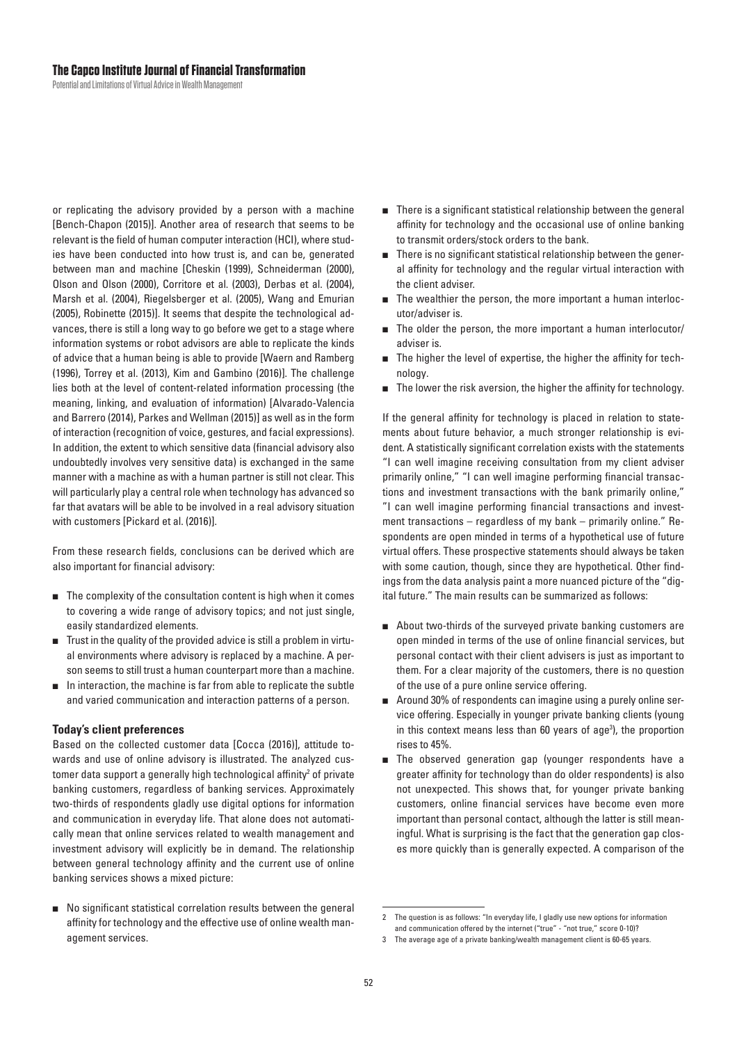or replicating the advisory provided by a person with a machine [Bench-Chapon (2015)]. Another area of research that seems to be relevant is the field of human computer interaction (HCI), where studies have been conducted into how trust is, and can be, generated between man and machine [Cheskin (1999), Schneiderman (2000), Olson and Olson (2000), Corritore et al. (2003), Derbas et al. (2004), Marsh et al. (2004), Riegelsberger et al. (2005), Wang and Emurian (2005), Robinette (2015)]. It seems that despite the technological advances, there is still a long way to go before we get to a stage where information systems or robot advisors are able to replicate the kinds of advice that a human being is able to provide [Waern and Ramberg (1996), Torrey et al. (2013), Kim and Gambino (2016)]. The challenge lies both at the level of content-related information processing (the meaning, linking, and evaluation of information) [Alvarado-Valencia and Barrero (2014), Parkes and Wellman (2015)] as well as in the form of interaction (recognition of voice, gestures, and facial expressions). In addition, the extent to which sensitive data (financial advisory also undoubtedly involves very sensitive data) is exchanged in the same manner with a machine as with a human partner is still not clear. This will particularly play a central role when technology has advanced so far that avatars will be able to be involved in a real advisory situation with customers [Pickard et al. (2016)].

From these research fields, conclusions can be derived which are also important for financial advisory:

- The complexity of the consultation content is high when it comes to covering a wide range of advisory topics; and not just single, easily standardized elements.
- Trust in the quality of the provided advice is still a problem in virtual environments where advisory is replaced by a machine. A person seems to still trust a human counterpart more than a machine.
- In interaction, the machine is far from able to replicate the subtle and varied communication and interaction patterns of a person.

### Today's client preferences

Based on the collected customer data [Cocca (2016)], attitude towards and use of online advisory is illustrated. The analyzed customer data support a generally high technological affinity[2] of private banking customers, regardless of banking services. Approximately two-thirds of respondents gladly use digital options for information and communication in everyday life. That alone does not automatically mean that online services related to wealth management and investment advisory will explicitly be in demand. The relationship between general technology affinity and the current use of online banking services shows a mixed picture:

- No significant statistical correlation results between the general affinity for technology and the effective use of online wealth management services.
- There is a significant statistical relationship between the general affinity for technology and the occasional use of online banking to transmit orders/stock orders to the bank.
- There is no significant statistical relationship between the general affinity for technology and the regular virtual interaction with the client adviser.
- The wealthier the person, the more important a human interlocutor/adviser is.
- The older the person, the more important a human interlocutor/adviser is.
- The higher the level of expertise, the higher the affinity for technology.
- The lower the risk aversion, the higher the affinity for technology.

If the general affinity for technology is placed in relation to statements about future behavior, a much stronger relationship is evident. A statistically significant correlation exists with the statements "I can well imagine receiving consultation from my client adviser primarily online," "I can well imagine performing financial transactions and investment transactions with the bank primarily online," "I can well imagine performing financial transactions and investment transactions – regardless of my bank – primarily online." Respondents are open minded in terms of a hypothetical use of future virtual offers. These prospective statements should always be taken with some caution, though, since they are hypothetical. Other findings from the data analysis paint a more nuanced picture of the "digital future." The main results can be summarized as follows:

- About two-thirds of the surveyed private banking customers are open minded in terms of the use of online financial services, but personal contact with their client advisers is just as important to them. For a clear majority of the customers, there is no question of the use of a pure online service offering.
- Around 30% of respondents can imagine using a purely online service offering. Especially in younger private banking clients (young in this context means less than 60 years of age[3]), the proportion rises to 45%.
- The observed generation gap (younger respondents have a greater affinity for technology than do older respondents) is also not unexpected. This shows that, for younger private banking customers, online financial services have become even more important than personal contact, although the latter is still meaningful. What is surprising is the fact that the generation gap closes more quickly than is generally expected. A comparison of the

---

2 The question is as follows: "In everyday life, I gladly use new options for information and communication offered by the internet ("true" - "not true," score 0-10)?

3 The average age of a private banking/wealth management client is 60-65 years.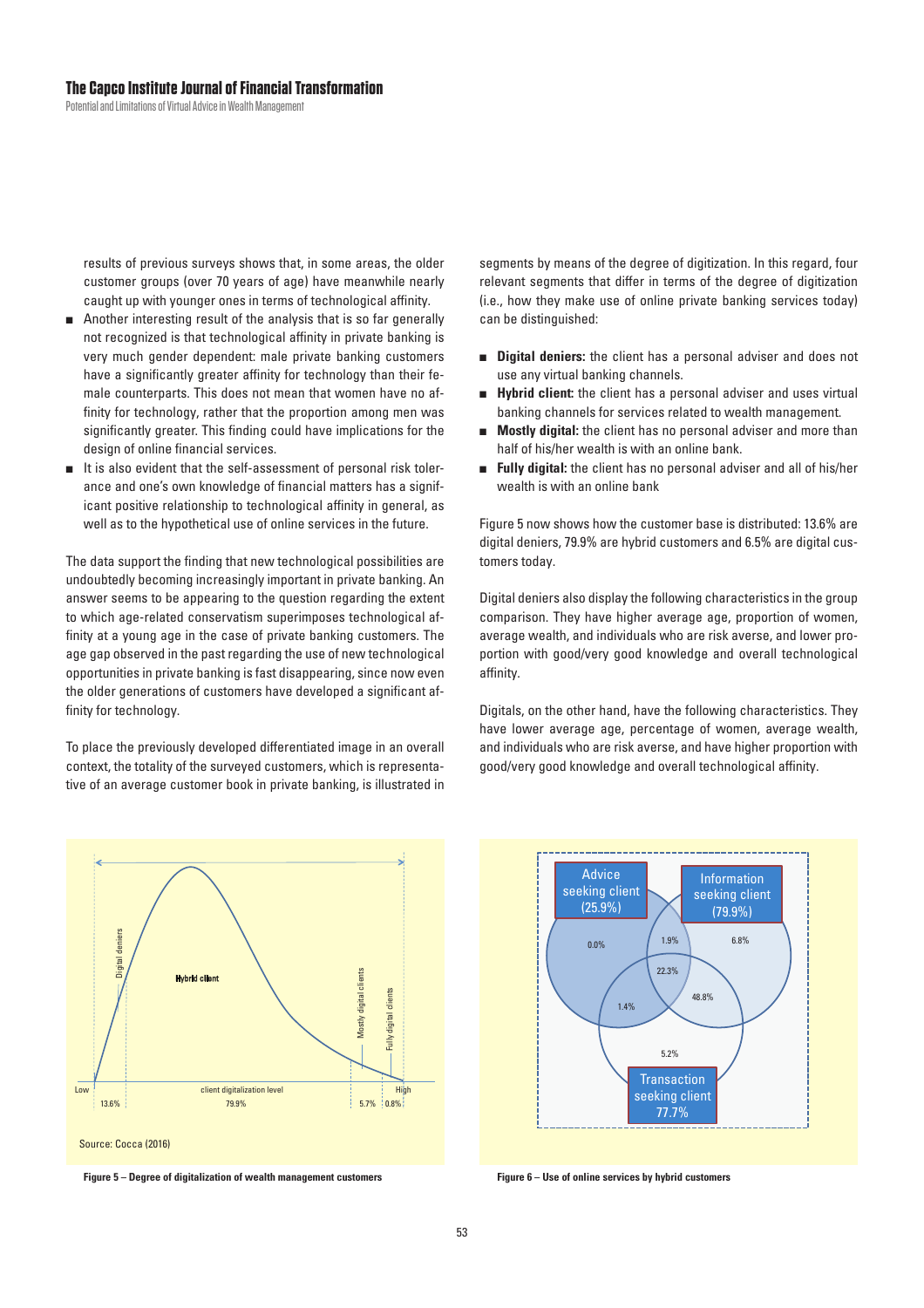results of previous surveys shows that, in some areas, the older customer groups (over 70 years of age) have meanwhile nearly caught up with younger ones in terms of technological affinity.

- Another interesting result of the analysis that is so far generally not recognized is that technological affinity in private banking is very much gender dependent: male private banking customers have a significantly greater affinity for technology than their female counterparts. This does not mean that women have no affinity for technology, rather that the proportion among men was significantly greater. This finding could have implications for the design of online financial services.
- It is also evident that the self-assessment of personal risk tolerance and one's own knowledge of financial matters has a significant positive relationship to technological affinity in general, as well as to the hypothetical use of online services in the future.

The data support the finding that new technological possibilities are undoubtedly becoming increasingly important in private banking. An answer seems to be appearing to the question regarding the extent to which age-related conservatism superimposes technological affinity at a young age in the case of private banking customers. The age gap observed in the past regarding the use of new technological opportunities in private banking is fast disappearing, since now even the older generations of customers have developed a significant affinity for technology.

To place the previously developed differentiated image in an overall context, the totality of the surveyed customers, which is representative of an average customer book in private banking, is illustrated in segments by means of the degree of digitization. In this regard, four relevant segments that differ in terms of the degree of digitization (i.e., how they make use of online private banking services today) can be distinguished:

- **Digital deniers:** the client has a personal adviser and does not use any virtual banking channels.
- **Hybrid client:** the client has a personal adviser and uses virtual banking channels for services related to wealth management.
- **Mostly digital:** the client has no personal adviser and more than half of his/her wealth is with an online bank.
- **Fully digital:** the client has no personal adviser and all of his/her wealth is with an online bank

Figure 5 now shows how the customer base is distributed: 13.6% are digital deniers, 79.9% are hybrid customers and 6.5% are digital customers today.

Digital deniers also display the following characteristics in the group comparison. They have higher average age, proportion of women, average wealth, and individuals who are risk averse, and lower proportion with good/very good knowledge and overall technological affinity.

Digitals, on the other hand, have the following characteristics. They have lower average age, percentage of women, average wealth, and individuals who are risk averse, and have higher proportion with good/very good knowledge and overall technological affinity.

Source: Cocca (2016)

Figure 5 – Degree of digitalization of wealth management customers

Figure 6 – Use of online services by hybrid customers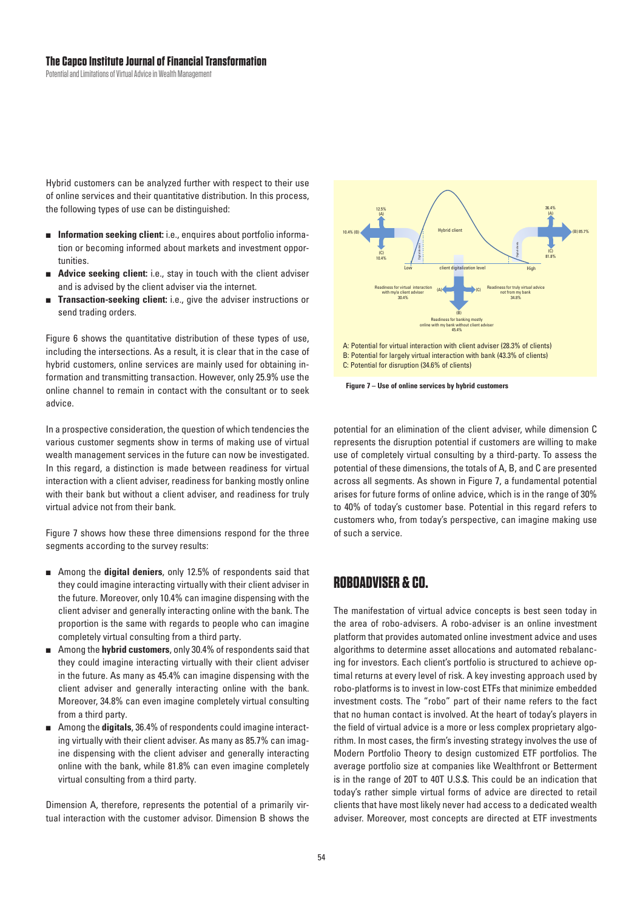Hybrid customers can be analyzed further with respect to their use of online services and their quantitative distribution. In this process, the following types of use can be distinguished:

- **Information seeking client:** i.e., enquires about portfolio information or becoming informed about markets and investment opportunities.
- **Advice seeking client:** i.e., stay in touch with the client adviser and is advised by the client adviser via the internet.
- **Transaction-seeking client:** i.e., give the adviser instructions or send trading orders.

Figure 6 shows the quantitative distribution of these types of use, including the intersections. As a result, it is clear that in the case of hybrid customers, online services are mainly used for obtaining information and transmitting transaction. However, only 25.9% use the online channel to remain in contact with the consultant or to seek advice.

In a prospective consideration, the question of which tendencies the various customer segments show in terms of making use of virtual wealth management services in the future can now be investigated. In this regard, a distinction is made between readiness for virtual interaction with a client adviser, readiness for banking mostly online with their bank but without a client adviser, and readiness for truly virtual advice not from their bank.

Figure 7 shows how these three dimensions respond for the three segments according to the survey results:

- Among the **digital deniers**, only 12.5% of respondents said that they could imagine interacting virtually with their client adviser in the future. Moreover, only 10.4% can imagine dispensing with the client adviser and generally interacting online with the bank. The proportion is the same with regards to people who can imagine completely virtual consulting from a third party.
- Among the **hybrid customers**, only 30.4% of respondents said that they could imagine interacting virtually with their client adviser in the future. As many as 45.4% can imagine dispensing with the client adviser and generally interacting online with the bank. Moreover, 34.8% can even imagine completely virtual consulting from a third party.
- Among the **digitals**, 36.4% of respondents could imagine interacting virtually with their client adviser. As many as 85.7% can imagine dispensing with the client adviser and generally interacting online with the bank, while 81.8% can even imagine completely virtual consulting from a third party.

Dimension A, therefore, represents the potential of a primarily virtual interaction with the customer advisor. Dimension B shows the potential for an elimination of the client adviser, while dimension C represents the disruption potential if customers are willing to make use of completely virtual consulting by a third-party. To assess the potential of these dimensions, the totals of A, B, and C are presented across all segments. As shown in Figure 7, a fundamental potential arises for future forms of online advice, which is in the range of 30% to 40% of today's customer base. Potential in this regard refers to customers who, from today's perspective, can imagine making use of such a service.

A: Potential for virtual interaction with client adviser (28.3% of clients)
B: Potential for largely virtual interaction with bank (43.3% of clients)
C: Potential for disruption (34.6% of clients)

**Figure 7 – Use of online services by hybrid customers**

## ROBOADVISER & CO.

The manifestation of virtual advice concepts is best seen today in the area of robo-advisers. A robo-adviser is an online investment platform that provides automated online investment advice and uses algorithms to determine asset allocations and automated rebalancing for investors. Each client's portfolio is structured to achieve optimal returns at every level of risk. A key investing approach used by robo-platforms is to invest in low-cost ETFs that minimize embedded investment costs. The "robo" part of their name refers to the fact that no human contact is involved. At the heart of today's players in the field of virtual advice is a more or less complex proprietary algorithm. In most cases, the firm's investing strategy involves the use of Modern Portfolio Theory to design customized ETF portfolios. The average portfolio size at companies like Wealthfront or Betterment is in the range of 20T to 40T U.S.$. This could be an indication that today's rather simple virtual forms of advice are directed to retail clients that have most likely never had access to a dedicated wealth adviser. Moreover, most concepts are directed at ETF investments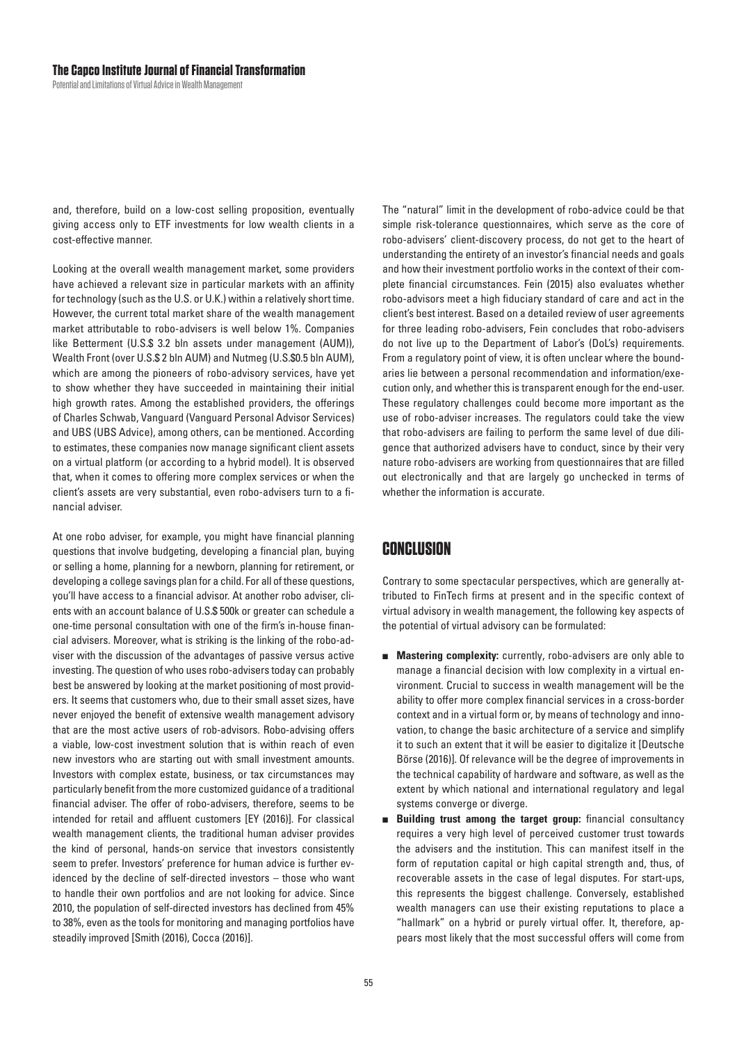and, therefore, build on a low-cost selling proposition, eventually giving access only to ETF investments for low wealth clients in a cost-effective manner.

Looking at the overall wealth management market, some providers have achieved a relevant size in particular markets with an affinity for technology (such as the U.S. or U.K.) within a relatively short time. However, the current total market share of the wealth management market attributable to robo-advisers is well below 1%. Companies like Betterment (U.S.$ 3.2 bln assets under management (AUM)), Wealth Front (over U.S.$ 2 bln AUM) and Nutmeg (U.S.$0.5 bln AUM), which are among the pioneers of robo-advisory services, have yet to show whether they have succeeded in maintaining their initial high growth rates. Among the established providers, the offerings of Charles Schwab, Vanguard (Vanguard Personal Advisor Services) and UBS (UBS Advice), among others, can be mentioned. According to estimates, these companies now manage significant client assets on a virtual platform (or according to a hybrid model). It is observed that, when it comes to offering more complex services or when the client's assets are very substantial, even robo-advisers turn to a financial adviser.

At one robo adviser, for example, you might have financial planning questions that involve budgeting, developing a financial plan, buying or selling a home, planning for a newborn, planning for retirement, or developing a college savings plan for a child. For all of these questions, you'll have access to a financial advisor. At another robo adviser, clients with an account balance of U.S.$ 500k or greater can schedule a one-time personal consultation with one of the firm's in-house financial advisers. Moreover, what is striking is the linking of the robo-adviser with the discussion of the advantages of passive versus active investing. The question of who uses robo-advisers today can probably best be answered by looking at the market positioning of most providers. It seems that customers who, due to their small asset sizes, have never enjoyed the benefit of extensive wealth management advisory that are the most active users of rob-advisors. Robo-advising offers a viable, low-cost investment solution that is within reach of even new investors who are starting out with small investment amounts. Investors with complex estate, business, or tax circumstances may particularly benefit from the more customized guidance of a traditional financial adviser. The offer of robo-advisers, therefore, seems to be intended for retail and affluent customers [EY (2016)]. For classical wealth management clients, the traditional human adviser provides the kind of personal, hands-on service that investors consistently seem to prefer. Investors' preference for human advice is further evidenced by the decline of self-directed investors – those who want to handle their own portfolios and are not looking for advice. Since 2010, the population of self-directed investors has declined from 45% to 38%, even as the tools for monitoring and managing portfolios have steadily improved [Smith (2016), Cocca (2016)].

The "natural" limit in the development of robo-advice could be that simple risk-tolerance questionnaires, which serve as the core of robo-advisers' client-discovery process, do not get to the heart of understanding the entirety of an investor's financial needs and goals and how their investment portfolio works in the context of their complete financial circumstances. Fein (2015) also evaluates whether robo-advisors meet a high fiduciary standard of care and act in the client's best interest. Based on a detailed review of user agreements for three leading robo-advisers, Fein concludes that robo-advisers do not live up to the Department of Labor's (DoL's) requirements. From a regulatory point of view, it is often unclear where the boundaries lie between a personal recommendation and information/execution only, and whether this is transparent enough for the end-user. These regulatory challenges could become more important as the use of robo-adviser increases. The regulators could take the view that robo-advisers are failing to perform the same level of due diligence that authorized advisers have to conduct, since by their very nature robo-advisers are working from questionnaires that are filled out electronically and that are largely go unchecked in terms of whether the information is accurate.

## CONCLUSION

Contrary to some spectacular perspectives, which are generally attributed to FinTech firms at present and in the specific context of virtual advisory in wealth management, the following key aspects of the potential of virtual advisory can be formulated:

- **Mastering complexity:** currently, robo-advisers are only able to manage a financial decision with low complexity in a virtual environment. Crucial to success in wealth management will be the ability to offer more complex financial services in a cross-border context and in a virtual form or, by means of technology and innovation, to change the basic architecture of a service and simplify it to such an extent that it will be easier to digitalize it [Deutsche Börse (2016)]. Of relevance will be the degree of improvements in the technical capability of hardware and software, as well as the extent by which national and international regulatory and legal systems converge or diverge.
- **Building trust among the target group:** financial consultancy requires a very high level of perceived customer trust towards the advisers and the institution. This can manifest itself in the form of reputation capital or high capital strength and, thus, of recoverable assets in the case of legal disputes. For start-ups, this represents the biggest challenge. Conversely, established wealth managers can use their existing reputations to place a "hallmark" on a hybrid or purely virtual offer. It, therefore, appears most likely that the most successful offers will come from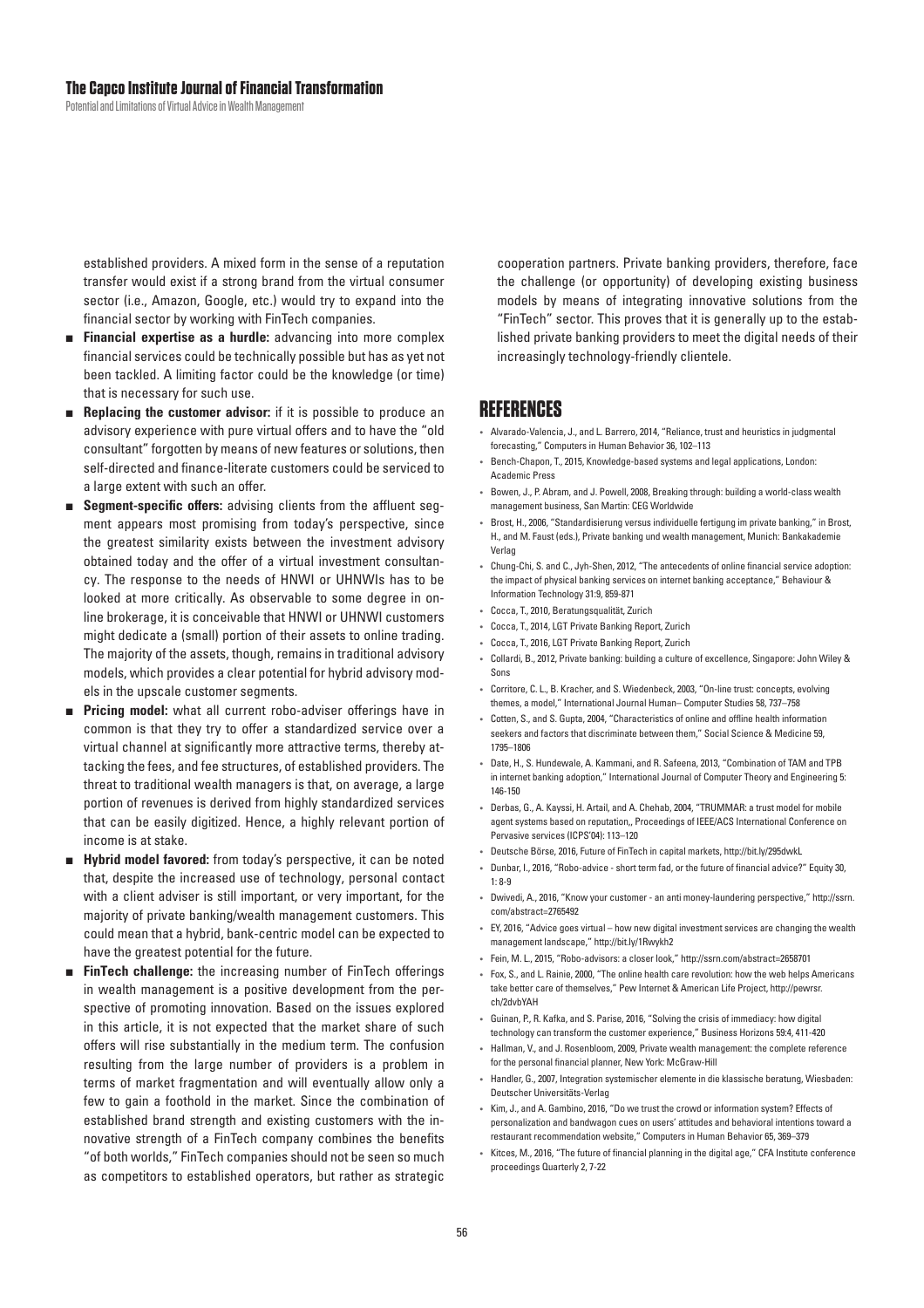established providers. A mixed form in the sense of a reputation transfer would exist if a strong brand from the virtual consumer sector (i.e., Amazon, Google, etc.) would try to expand into the financial sector by working with FinTech companies.

- **Financial expertise as a hurdle:** advancing into more complex financial services could be technically possible but has as yet not been tackled. A limiting factor could be the knowledge (or time) that is necessary for such use.
- **Replacing the customer advisor:** if it is possible to produce an advisory experience with pure virtual offers and to have the "old consultant" forgotten by means of new features or solutions, then self-directed and finance-literate customers could be serviced to a large extent with such an offer.
- **Segment-specific offers:** advising clients from the affluent segment appears most promising from today's perspective, since the greatest similarity exists between the investment advisory obtained today and the offer of a virtual investment consultancy. The response to the needs of HNWI or UHNWIs has to be looked at more critically. As observable to some degree in online brokerage, it is conceivable that HNWI or UHNWI customers might dedicate a (small) portion of their assets to online trading. The majority of the assets, though, remains in traditional advisory models, which provides a clear potential for hybrid advisory models in the upscale customer segments.
- **Pricing model:** what all current robo-adviser offerings have in common is that they try to offer a standardized service over a virtual channel at significantly more attractive terms, thereby attacking the fees, and fee structures, of established providers. The threat to traditional wealth managers is that, on average, a large portion of revenues is derived from highly standardized services that can be easily digitized. Hence, a highly relevant portion of income is at stake.
- **Hybrid model favored:** from today's perspective, it can be noted that, despite the increased use of technology, personal contact with a client adviser is still important, or very important, for the majority of private banking/wealth management customers. This could mean that a hybrid, bank-centric model can be expected to have the greatest potential for the future.
- **FinTech challenge:** the increasing number of FinTech offerings in wealth management is a positive development from the perspective of promoting innovation. Based on the issues explored in this article, it is not expected that the market share of such offers will rise substantially in the medium term. The confusion resulting from the large number of providers is a problem in terms of market fragmentation and will eventually allow only a few to gain a foothold in the market. Since the combination of established brand strength and existing customers with the innovative strength of a FinTech company combines the benefits "of both worlds," FinTech companies should not be seen so much as competitors to established operators, but rather as strategic cooperation partners. Private banking providers, therefore, face the challenge (or opportunity) of developing existing business models by means of integrating innovative solutions from the "FinTech" sector. This proves that it is generally up to the established private banking providers to meet the digital needs of their increasingly technology-friendly clientele.

## REFERENCES

- Alvarado-Valencia, J., and L. Barrero, 2014, "Reliance, trust and heuristics in judgmental forecasting," Computers in Human Behavior 36, 102–113
- Bench-Chapon, T., 2015, Knowledge-based systems and legal applications, London: Academic Press
- Bowen, J., P. Abram, and J. Powell, 2008, Breaking through: building a world-class wealth management business, San Martin: CEG Worldwide
- Brost, H., 2006, "Standardisierung versus individuelle fertigung im private banking," in Brost, H., and M. Faust (eds.), Private banking und wealth management, Munich: Bankakademie Verlag
- Chung-Chi, S. and C., Jyh-Shen, 2012, "The antecedents of online financial service adoption: the impact of physical banking services on internet banking acceptance," Behaviour & Information Technology 31:9, 859-871
- Cocca, T., 2010, Beratungsqualität, Zurich
- Cocca, T., 2014, LGT Private Banking Report, Zurich
- Cocca, T., 2016, LGT Private Banking Report, Zurich
- Collardi, B., 2012, Private banking: building a culture of excellence, Singapore: John Wiley & Sons
- Corritore, C. L., B. Kracher, and S. Wiedenbeck, 2003, "On-line trust: concepts, evolving themes, a model," International Journal Human– Computer Studies 58, 737–758
- Cotten, S., and S. Gupta, 2004, "Characteristics of online and offline health information seekers and factors that discriminate between them," Social Science & Medicine 59, 1795–1806
- Date, H., S. Hundewale, A. Kammani, and R. Safeena, 2013, "Combination of TAM and TPB in internet banking adoption," International Journal of Computer Theory and Engineering 5: 146-150
- Derbas, G., A. Kayssi, H. Artail, and A. Chehab, 2004, "TRUMMAR: a trust model for mobile agent systems based on reputation,, Proceedings of IEEE/ACS International Conference on Pervasive services (ICPS'04): 113–120
- Deutsche Börse, 2016, Future of FinTech in capital markets, http://bit.ly/295dwkL
- Dunbar, I., 2016, "Robo-advice - short term fad, or the future of financial advice?" Equity 30, 1: 8-9
- Dwivedi, A., 2016, "Know your customer - an anti money-laundering perspective," http://ssrn.com/abstract=2765492
- EY, 2016, "Advice goes virtual – how new digital investment services are changing the wealth management landscape," http://bit.ly/1Rwykh2
- Fein, M. L., 2015, "Robo-advisors: a closer look," http://ssrn.com/abstract=2658701
- Fox, S., and L. Rainie, 2000, "The online health care revolution: how the web helps Americans take better care of themselves," Pew Internet & American Life Project, http://pewrsr.ch/2dvbYAH
- Guinan, P., R. Kafka, and S. Parise, 2016, "Solving the crisis of immediacy: how digital technology can transform the customer experience," Business Horizons 59:4, 411-420
- Hallman, V., and J. Rosenbloom, 2009, Private wealth management: the complete reference for the personal financial planner, New York: McGraw-Hill
- Handler, G., 2007, Integration systemischer elemente in die klassische beratung, Wiesbaden: Deutscher Universitäts-Verlag
- Kim, J., and A. Gambino, 2016, "Do we trust the crowd or information system? Effects of personalization and bandwagon cues on users' attitudes and behavioral intentions toward a restaurant recommendation website," Computers in Human Behavior 65, 369–379
- Kitces, M., 2016, "The future of financial planning in the digital age," CFA Institute conference proceedings Quarterly 2, 7-22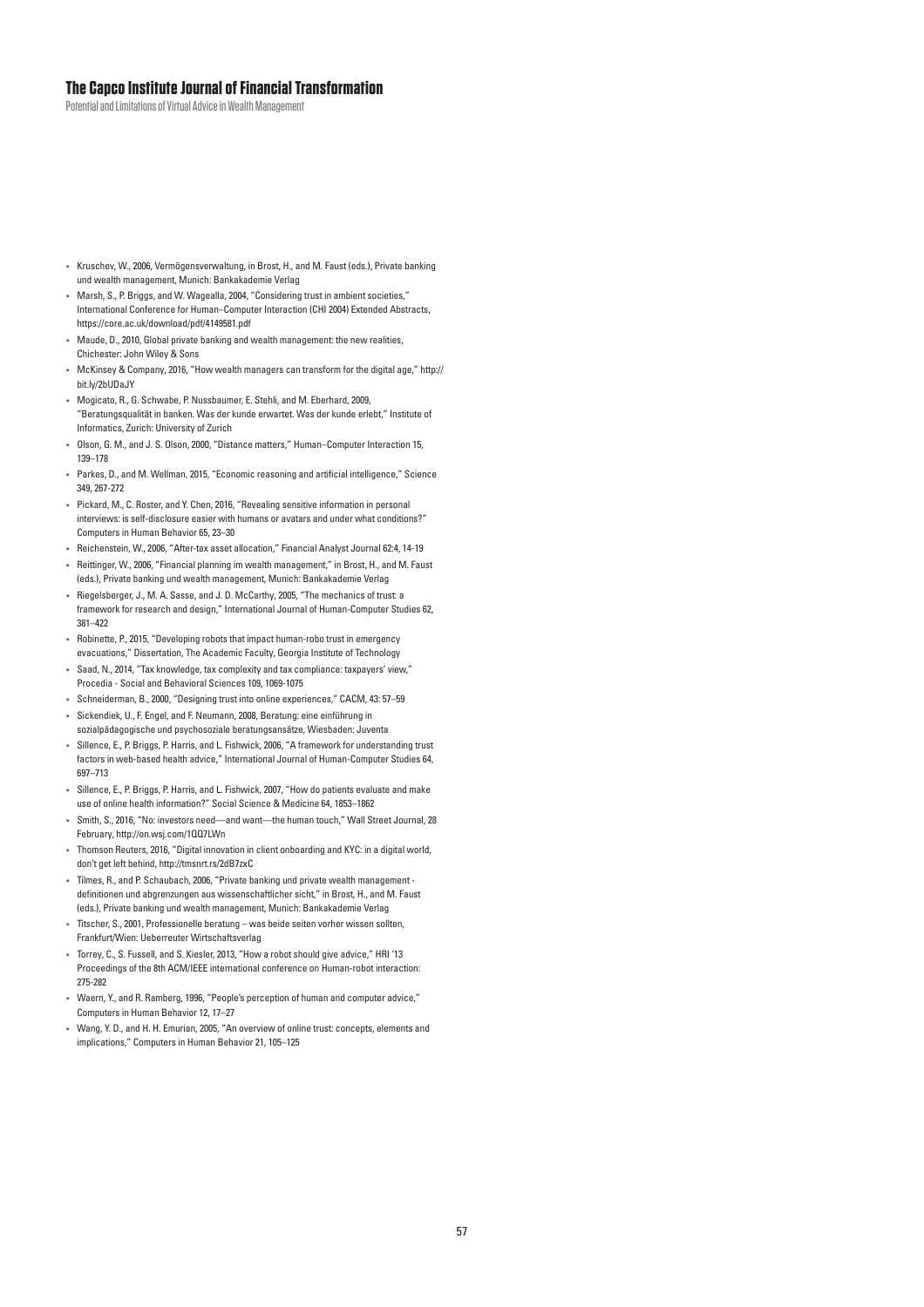- Kruschev, W., 2006, Vermögensverwaltung, in Brost, H., and M. Faust (eds.), Private banking und wealth management, Munich: Bankakademie Verlag
- Marsh, S., P. Briggs, and W. Wagealla, 2004, "Considering trust in ambient societies," International Conference for Human–Computer Interaction (CHI 2004) Extended Abstracts, https://core.ac.uk/download/pdf/4149581.pdf
- Maude, D., 2010, Global private banking and wealth management: the new realities, Chichester: John Wiley & Sons
- McKinsey & Company, 2016, "How wealth managers can transform for the digital age," http://bit.ly/2bUDaJY
- Mogicato, R., G. Schwabe, P. Nussbaumer, E. Stehli, and M. Eberhard, 2009, "Beratungsqualität in banken. Was der kunde erwartet. Was der kunde erlebt," Institute of Informatics, Zurich: University of Zurich
- Olson, G. M., and J. S. Olson, 2000, "Distance matters," Human–Computer Interaction 15, 139–178
- Parkes, D., and M. Wellman, 2015, "Economic reasoning and artificial intelligence," Science 349, 267-272
- Pickard, M., C. Roster, and Y. Chen, 2016, "Revealing sensitive information in personal interviews: is self-disclosure easier with humans or avatars and under what conditions?" Computers in Human Behavior 65, 23–30
- Reichenstein, W., 2006, "After-tax asset allocation," Financial Analyst Journal 62:4, 14-19
- Reittinger, W., 2006, "Financial planning im wealth management," in Brost, H., and M. Faust (eds.), Private banking und wealth management, Munich: Bankakademie Verlag
- Riegelsberger, J., M. A. Sasse, and J. D. McCarthy, 2005, "The mechanics of trust: a framework for research and design," International Journal of Human-Computer Studies 62, 381–422
- Robinette, P., 2015, "Developing robots that impact human-robo trust in emergency evacuations," Dissertation, The Academic Faculty, Georgia Institute of Technology
- Saad, N., 2014, "Tax knowledge, tax complexity and tax compliance: taxpayers' view," Procedia - Social and Behavioral Sciences 109, 1069-1075
- Schneiderman, B., 2000, "Designing trust into online experiences," CACM, 43: 57–59
- Sickendiek, U., F. Engel, and F. Neumann, 2008, Beratung: eine einführung in sozialpädagogische und psychosoziale beratungsansätze, Wiesbaden: Juventa
- Sillence, E., P. Briggs, P. Harris, and L. Fishwick, 2006, "A framework for understanding trust factors in web-based health advice," International Journal of Human-Computer Studies 64, 697–713
- Sillence, E., P. Briggs, P. Harris, and L. Fishwick, 2007, "How do patients evaluate and make use of online health information?" Social Science & Medicine 64, 1853–1862
- Smith, S., 2016, "No: investors need—and want—the human touch," Wall Street Journal, 28 February, http://on.wsj.com/1QQ7LWn
- Thomson Reuters, 2016, "Digital innovation in client onboarding and KYC: in a digital world, don't get left behind, http://tmsnrt.rs/2dB7zxC
- Tilmes, R., and P. Schaubach, 2006, "Private banking und private wealth management - definitionen und abgrenzungen aus wissenschaftlicher sicht," in Brost, H., and M. Faust (eds.), Private banking und wealth management, Munich: Bankakademie Verlag
- Titscher, S., 2001, Professionelle beratung – was beide seiten vorher wissen sollten, Frankfurt/Wien: Ueberreuter Wirtschaftsverlag
- Torrey, C., S. Fussell, and S. Kiesler, 2013, "How a robot should give advice," HRI '13 Proceedings of the 8th ACM/IEEE international conference on Human-robot interaction: 275-282
- Waern, Y., and R. Ramberg, 1996, "People's perception of human and computer advice," Computers in Human Behavior 12, 17–27
- Wang, Y. D., and H. H. Emurian, 2005, "An overview of online trust: concepts, elements and implications," Computers in Human Behavior 21, 105–125